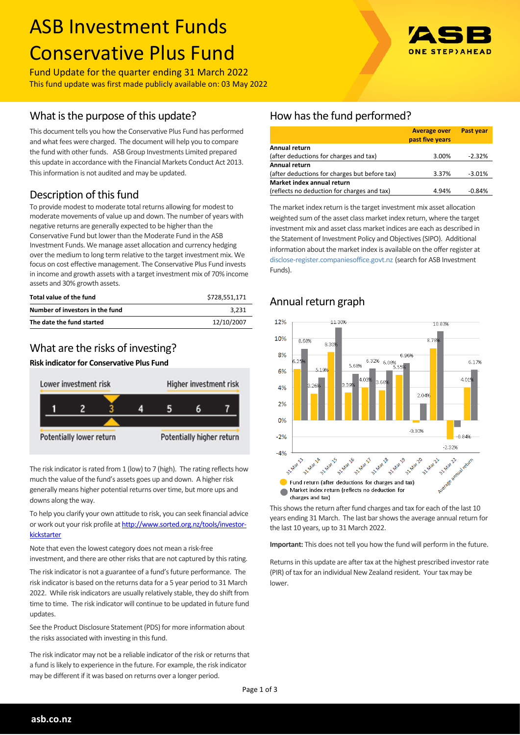# ASB Investment Funds Conservative Plus Fund

Fund Update for the quarter ending 31 March 2022

This fund update was first made publicly available on: 03 May 2022

## What is the purpose of this update?

This document tells you how the Conservative Plus Fund has performed and what fees were charged. The document will help you to compare the fund with other funds. ASB Group Investments Limited prepared this update in accordance with the Financial Markets Conduct Act 2013. This information is not audited and may be updated.

## Description of this fund

To provide modest to moderate total returns allowing for modest to moderate movements of value up and down. The number of years with negative returns are generally expected to be higher than the Conservative Fund but lower than the Moderate Fund in the ASB Investment Funds. We manage asset allocation and currency hedging over the medium to long term relative to the target investment mix. We focus on cost effective management. The Conservative Plus Fund invests in income and growth assets with a target investment mix of 70% income assets and 30% growth assets.

| | |
|---|---|
| **Total value of the fund** | $728,551,171 |
| **Number of investors in the fund** | 3,231 |
| **The date the fund started** | 12/10/2007 |

## What are the risks of investing?

**Risk indicator for Conservative Plus Fund**

Lower investment risk — Higher investment risk

1 2 **3** 4 5 6 7

Potentially lower return — Potentially higher return

The risk indicator is rated from 1 (low) to 7 (high). The rating reflects how much the value of the fund's assets goes up and down. A higher risk generally means higher potential returns over time, but more ups and downs along the way.

To help you clarify your own attitude to risk, you can seek financial advice or work out your risk profile at http://www.sorted.org.nz/tools/investor-kickstarter

Note that even the lowest category does not mean a risk-free investment, and there are other risks that are not captured by this rating.

The risk indicator is not a guarantee of a fund's future performance. The risk indicator is based on the returns data for a 5 year period to 31 March 2022. While risk indicators are usually relatively stable, they do shift from time to time. The risk indicator will continue to be updated in future fund updates.

See the Product Disclosure Statement (PDS) for more information about the risks associated with investing in this fund.

The risk indicator may not be a reliable indicator of the risk or returns that a fund is likely to experience in the future. For example, the risk indicator may be different if it was based on returns over a longer period.

## How has the fund performed?

| | Average over past five years | Past year |
|---|---|---|
| **Annual return**<br>(after deductions for charges and tax) | 3.00% | -2.32% |
| **Annual return**<br>(after deductions for charges but before tax) | 3.37% | -3.01% |
| **Market index annual return**<br>(reflects no deduction for charges and tax) | 4.94% | -0.84% |

The market index return is the target investment mix asset allocation weighted sum of the asset class market index return, where the target investment mix and asset class market indices are each as described in the Statement of Investment Policy and Objectives (SIPO). Additional information about the market index is available on the offer register at disclose-register.companiesoffice.govt.nz (search for ASB Investment Funds).

## Annual return graph

| | Fund return (after deductions for charges and tax) | Market index return (reflects no deduction for charges and tax) |
|---|---|---|
| 31 Mar 13 | 6.25% | 8.68% |
| 31 Mar 14 | 3.26% | 5.19% |
| 31 Mar 15 | 8.30% | 11.30% |
| 31 Mar 16 | 3.39% | 5.68% |
| 31 Mar 17 | 4.03% | 6.32% |
| 31 Mar 18 | 3.66% | 6.09% |
| 31 Mar 19 | 5.55% | 6.96% |
| 31 Mar 20 | -0.30% | 2.04% |
| 31 Mar 21 | 8.78% | 10.83% |
| 31 Mar 22 | -2.32% | -0.84% |
| Average annual return | 4.01% | 6.17% |

This shows the return after fund charges and tax for each of the last 10 years ending 31 March. The last bar shows the average annual return for the last 10 years, up to 31 March 2022.

**Important:** This does not tell you how the fund will perform in the future.

Returns in this update are after tax at the highest prescribed investor rate (PIR) of tax for an individual New Zealand resident. Your tax may be lower.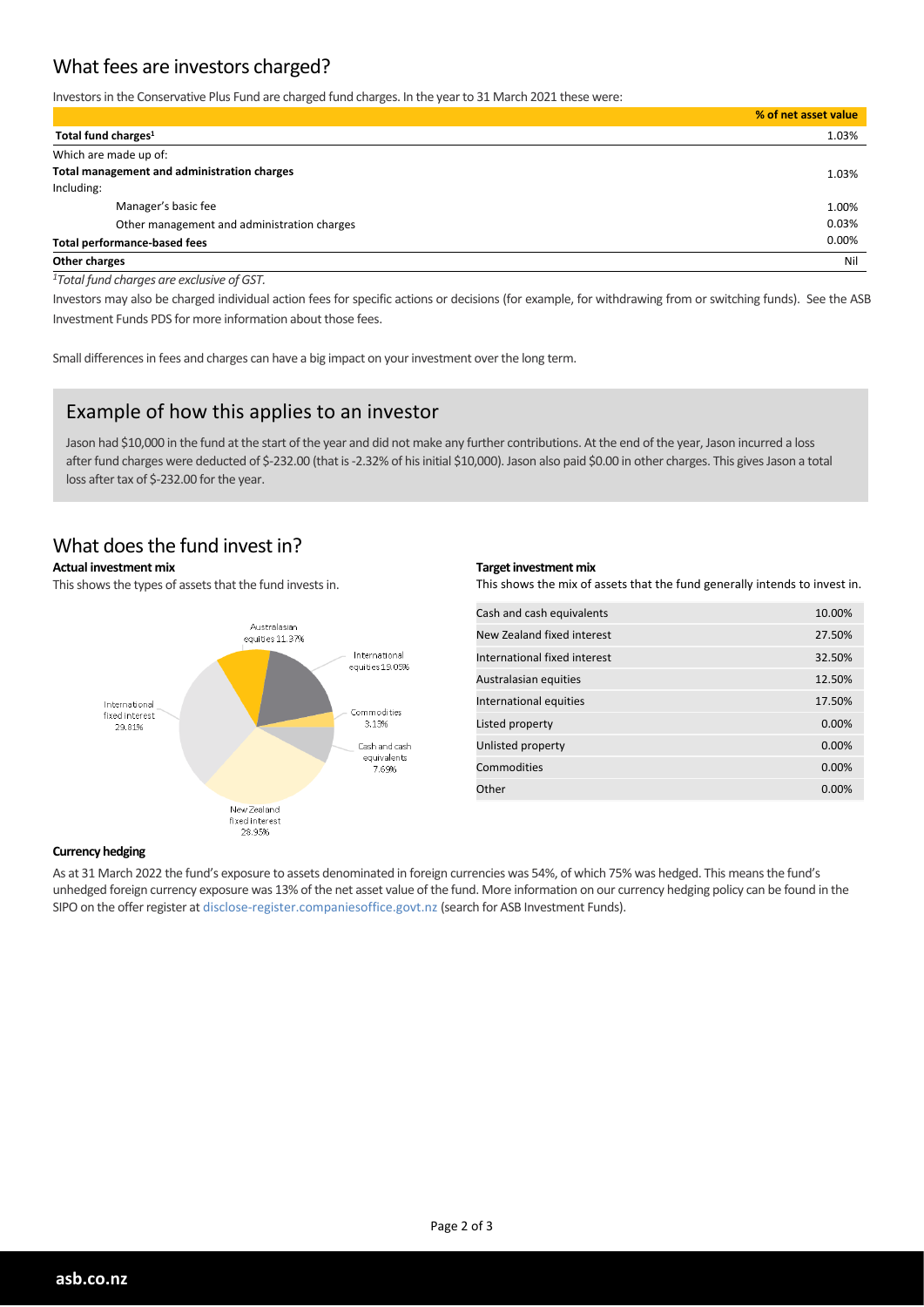## What fees are investors charged?

Investors in the Conservative Plus Fund are charged fund charges. In the year to 31 March 2021 these were:

| | % of net asset value |
|---|---|
| **Total fund charges**[1] | 1.03% |
| Which are made up of: | |
| **Total management and administration charges** | 1.03% |
| Including: | |
| Manager's basic fee | 1.00% |
| Other management and administration charges | 0.03% |
| **Total performance-based fees** | 0.00% |
| **Other charges** | Nil |

*[1]Total fund charges are exclusive of GST.*

Investors may also be charged individual action fees for specific actions or decisions (for example, for withdrawing from or switching funds). See the ASB Investment Funds PDS for more information about those fees.

Small differences in fees and charges can have a big impact on your investment over the long term.

## Example of how this applies to an investor

Jason had $10,000 in the fund at the start of the year and did not make any further contributions. At the end of the year, Jason incurred a loss after fund charges were deducted of $-232.00 (that is -2.32% of his initial $10,000). Jason also paid $0.00 in other charges. This gives Jason a total loss after tax of $-232.00 for the year.

## What does the fund invest in?

**Actual investment mix**

This shows the types of assets that the fund invests in.

| Asset type | % |
|---|---|
| Australasian equities | 11.37% |
| International equities | 19.05% |
| Commodities | 3.13% |
| Cash and cash equivalents | 7.69% |
| New Zealand fixed interest | 28.95% |
| International fixed interest | 29.81% |

**Target investment mix**

This shows the mix of assets that the fund generally intends to invest in.

| Asset type | % |
|---|---|
| Cash and cash equivalents | 10.00% |
| New Zealand fixed interest | 27.50% |
| International fixed interest | 32.50% |
| Australasian equities | 12.50% |
| International equities | 17.50% |
| Listed property | 0.00% |
| Unlisted property | 0.00% |
| Commodities | 0.00% |
| Other | 0.00% |

**Currency hedging**

As at 31 March 2022 the fund's exposure to assets denominated in foreign currencies was 54%, of which 75% was hedged. This means the fund's unhedged foreign currency exposure was 13% of the net asset value of the fund. More information on our currency hedging policy can be found in the SIPO on the offer register at disclose-register.companiesoffice.govt.nz (search for ASB Investment Funds).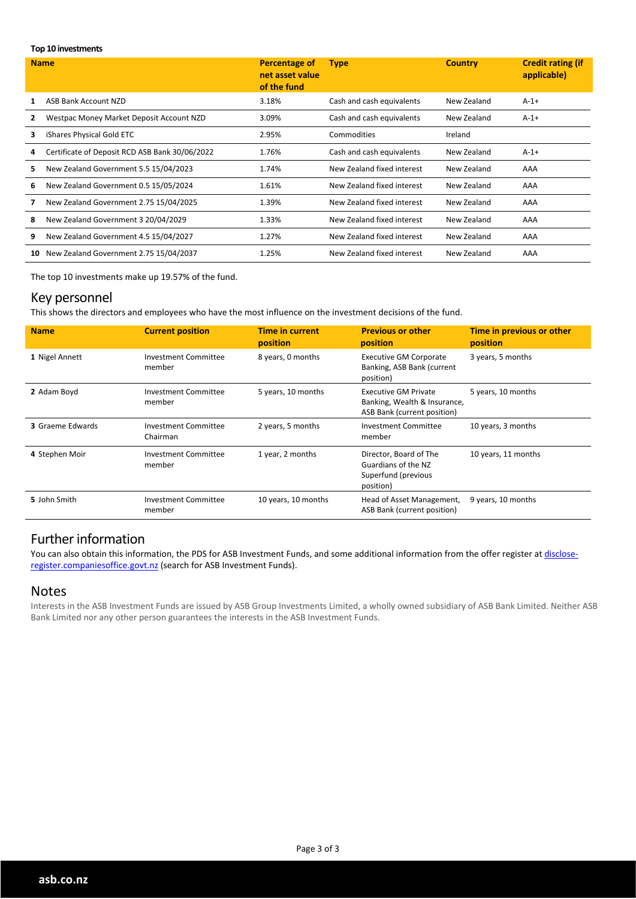**Top 10 investments**

| | Name | Percentage of net asset value of the fund | Type | Country | Credit rating (if applicable) |
|---|---|---|---|---|---|
| 1 | ASB Bank Account NZD | 3.18% | Cash and cash equivalents | New Zealand | A-1+ |
| 2 | Westpac Money Market Deposit Account NZD | 3.09% | Cash and cash equivalents | New Zealand | A-1+ |
| 3 | iShares Physical Gold ETC | 2.95% | Commodities | Ireland | |
| 4 | Certificate of Deposit RCD ASB Bank 30/06/2022 | 1.76% | Cash and cash equivalents | New Zealand | A-1+ |
| 5 | New Zealand Government 5.5 15/04/2023 | 1.74% | New Zealand fixed interest | New Zealand | AAA |
| 6 | New Zealand Government 0.5 15/05/2024 | 1.61% | New Zealand fixed interest | New Zealand | AAA |
| 7 | New Zealand Government 2.75 15/04/2025 | 1.39% | New Zealand fixed interest | New Zealand | AAA |
| 8 | New Zealand Government 3 20/04/2029 | 1.33% | New Zealand fixed interest | New Zealand | AAA |
| 9 | New Zealand Government 4.5 15/04/2027 | 1.27% | New Zealand fixed interest | New Zealand | AAA |
| 10 | New Zealand Government 2.75 15/04/2037 | 1.25% | New Zealand fixed interest | New Zealand | AAA |

The top 10 investments make up 19.57% of the fund.

## Key personnel

This shows the directors and employees who have the most influence on the investment decisions of the fund.

| Name | Current position | Time in current position | Previous or other position | Time in previous or other position |
|---|---|---|---|---|
| **1** Nigel Annett | Investment Committee member | 8 years, 0 months | Executive GM Corporate Banking, ASB Bank (current position) | 3 years, 5 months |
| **2** Adam Boyd | Investment Committee member | 5 years, 10 months | Executive GM Private Banking, Wealth & Insurance, ASB Bank (current position) | 5 years, 10 months |
| **3** Graeme Edwards | Investment Committee Chairman | 2 years, 5 months | Investment Committee member | 10 years, 3 months |
| **4** Stephen Moir | Investment Committee member | 1 year, 2 months | Director, Board of The Guardians of the NZ Superfund (previous position) | 10 years, 11 months |
| **5** John Smith | Investment Committee member | 10 years, 10 months | Head of Asset Management, ASB Bank (current position) | 9 years, 10 months |

## Further information

You can also obtain this information, the PDS for ASB Investment Funds, and some additional information from the offer register at disclose-register.companiesoffice.govt.nz (search for ASB Investment Funds).

## Notes

Interests in the ASB Investment Funds are issued by ASB Group Investments Limited, a wholly owned subsidiary of ASB Bank Limited. Neither ASB Bank Limited nor any other person guarantees the interests in the ASB Investment Funds.

asb.co.nz